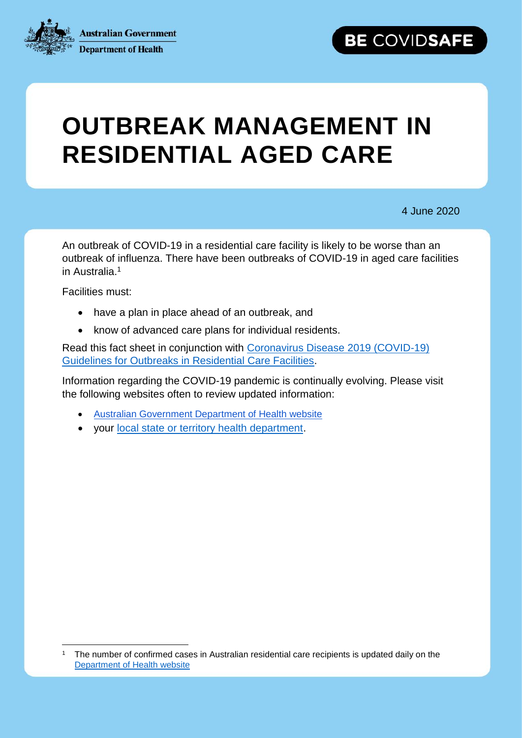Australian Government
Department of Health

BE COVIDSAFE

# OUTBREAK MANAGEMENT IN RESIDENTIAL AGED CARE

4 June 2020

An outbreak of COVID-19 in a residential care facility is likely to be worse than an outbreak of influenza. There have been outbreaks of COVID-19 in aged care facilities in Australia.[1]

Facilities must:

- have a plan in place ahead of an outbreak, and
- know of advanced care plans for individual residents.

Read this fact sheet in conjunction with [Coronavirus Disease 2019 (COVID-19) Guidelines for Outbreaks in Residential Care Facilities](#).

Information regarding the COVID-19 pandemic is continually evolving. Please visit the following websites often to review updated information:

- [Australian Government Department of Health website](#)
- your [local state or territory health department](#).

---

[1] The number of confirmed cases in Australian residential care recipients is updated daily on the [Department of Health website](#)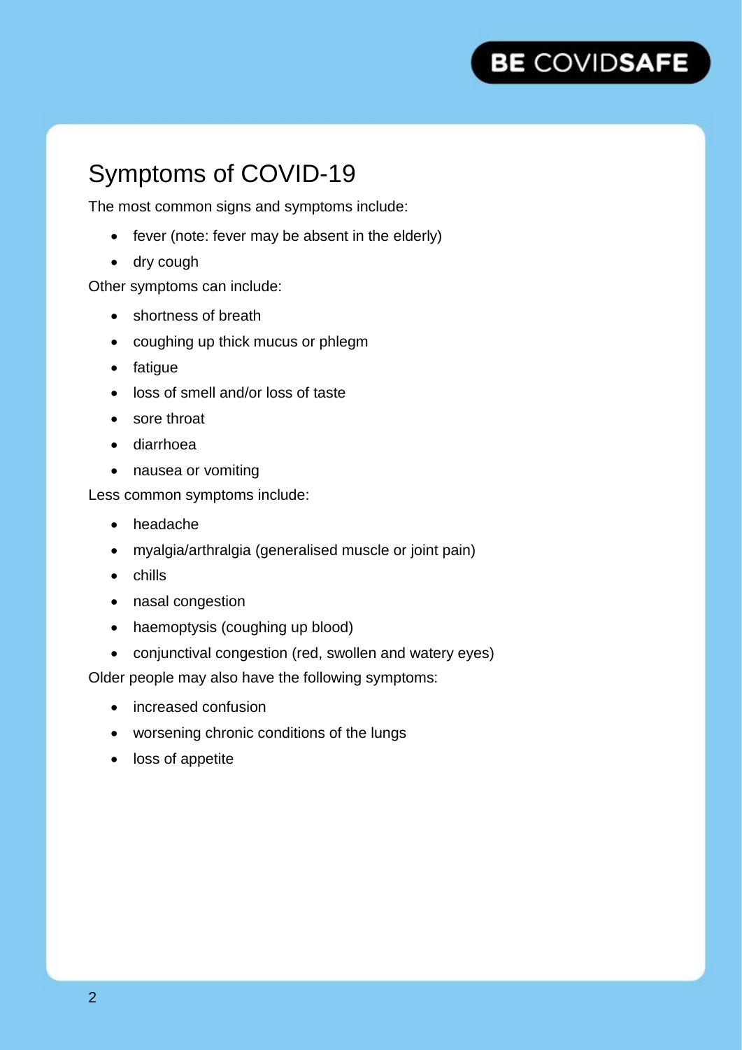# Symptoms of COVID-19

The most common signs and symptoms include:

- fever (note: fever may be absent in the elderly)
- dry cough

Other symptoms can include:

- shortness of breath
- coughing up thick mucus or phlegm
- fatigue
- loss of smell and/or loss of taste
- sore throat
- diarrhoea
- nausea or vomiting

Less common symptoms include:

- headache
- myalgia/arthralgia (generalised muscle or joint pain)
- chills
- nasal congestion
- haemoptysis (coughing up blood)
- conjunctival congestion (red, swollen and watery eyes)

Older people may also have the following symptoms:

- increased confusion
- worsening chronic conditions of the lungs
- loss of appetite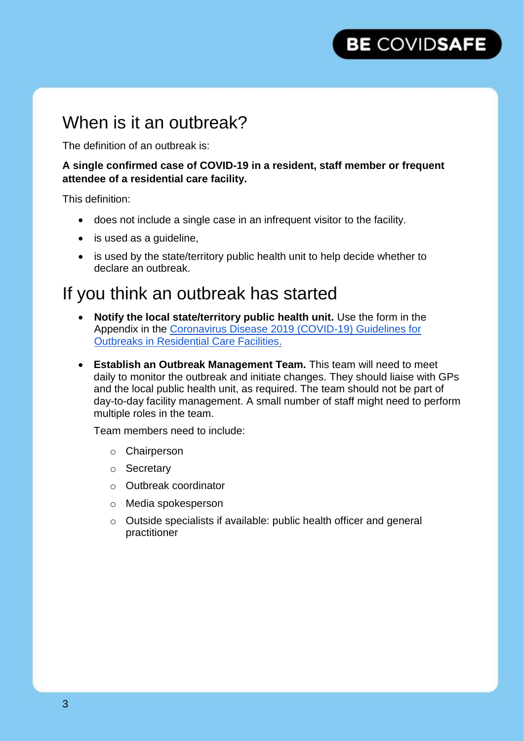## When is it an outbreak?

The definition of an outbreak is:

**A single confirmed case of COVID-19 in a resident, staff member or frequent attendee of a residential care facility.**

This definition:

- does not include a single case in an infrequent visitor to the facility.
- is used as a guideline,
- is used by the state/territory public health unit to help decide whether to declare an outbreak.

## If you think an outbreak has started

- **Notify the local state/territory public health unit.** Use the form in the Appendix in the Coronavirus Disease 2019 (COVID-19) Guidelines for Outbreaks in Residential Care Facilities.
- **Establish an Outbreak Management Team.** This team will need to meet daily to monitor the outbreak and initiate changes. They should liaise with GPs and the local public health unit, as required. The team should not be part of day-to-day facility management. A small number of staff might need to perform multiple roles in the team.

  Team members need to include:

  - Chairperson
  - Secretary
  - Outbreak coordinator
  - Media spokesperson
  - Outside specialists if available: public health officer and general practitioner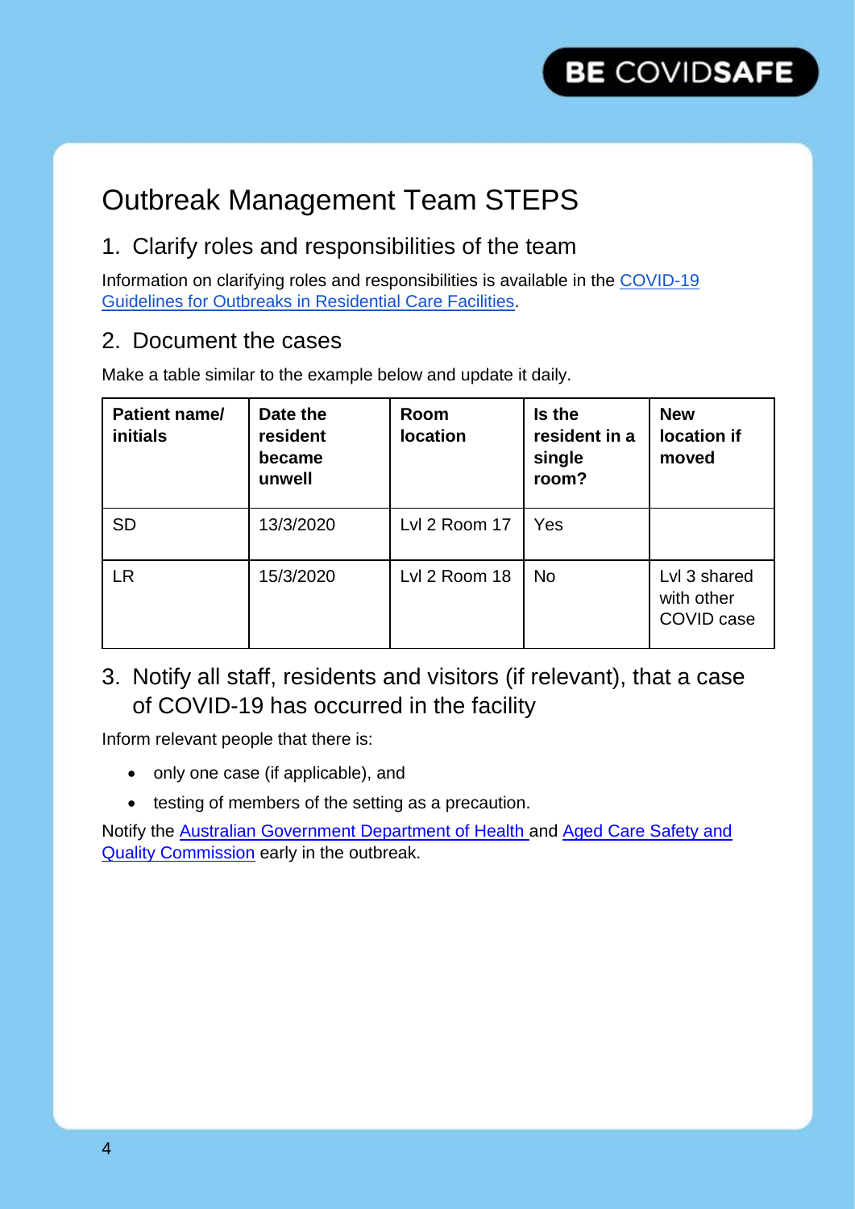# Outbreak Management Team STEPS

## 1. Clarify roles and responsibilities of the team

Information on clarifying roles and responsibilities is available in the [COVID-19 Guidelines for Outbreaks in Residential Care Facilities](#).

## 2. Document the cases

Make a table similar to the example below and update it daily.

| **Patient name/ initials** | **Date the resident became unwell** | **Room location** | **Is the resident in a single room?** | **New location if moved** |
|---|---|---|---|---|
| SD | 13/3/2020 | Lvl 2 Room 17 | Yes | |
| LR | 15/3/2020 | Lvl 2 Room 18 | No | Lvl 3 shared with other COVID case |

## 3. Notify all staff, residents and visitors (if relevant), that a case of COVID-19 has occurred in the facility

Inform relevant people that there is:

- only one case (if applicable), and
- testing of members of the setting as a precaution.

Notify the [Australian Government Department of Health](#) and [Aged Care Safety and Quality Commission](#) early in the outbreak.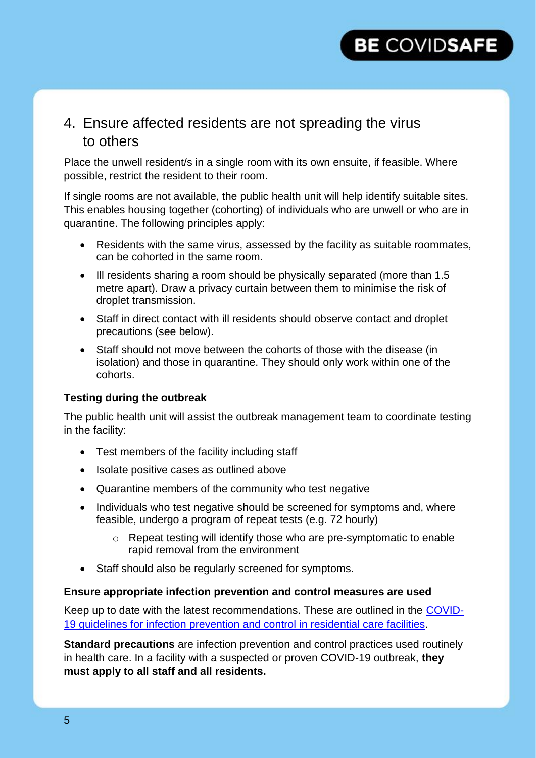## 4. Ensure affected residents are not spreading the virus to others

Place the unwell resident/s in a single room with its own ensuite, if feasible. Where possible, restrict the resident to their room.

If single rooms are not available, the public health unit will help identify suitable sites. This enables housing together (cohorting) of individuals who are unwell or who are in quarantine. The following principles apply:

- Residents with the same virus, assessed by the facility as suitable roommates, can be cohorted in the same room.
- Ill residents sharing a room should be physically separated (more than 1.5 metre apart). Draw a privacy curtain between them to minimise the risk of droplet transmission.
- Staff in direct contact with ill residents should observe contact and droplet precautions (see below).
- Staff should not move between the cohorts of those with the disease (in isolation) and those in quarantine. They should only work within one of the cohorts.

**Testing during the outbreak**

The public health unit will assist the outbreak management team to coordinate testing in the facility:

- Test members of the facility including staff
- Isolate positive cases as outlined above
- Quarantine members of the community who test negative
- Individuals who test negative should be screened for symptoms and, where feasible, undergo a program of repeat tests (e.g. 72 hourly)
  - Repeat testing will identify those who are pre-symptomatic to enable rapid removal from the environment
- Staff should also be regularly screened for symptoms.

**Ensure appropriate infection prevention and control measures are used**

Keep up to date with the latest recommendations. These are outlined in the COVID-19 guidelines for infection prevention and control in residential care facilities.

**Standard precautions** are infection prevention and control practices used routinely in health care. In a facility with a suspected or proven COVID-19 outbreak, **they must apply to all staff and all residents.**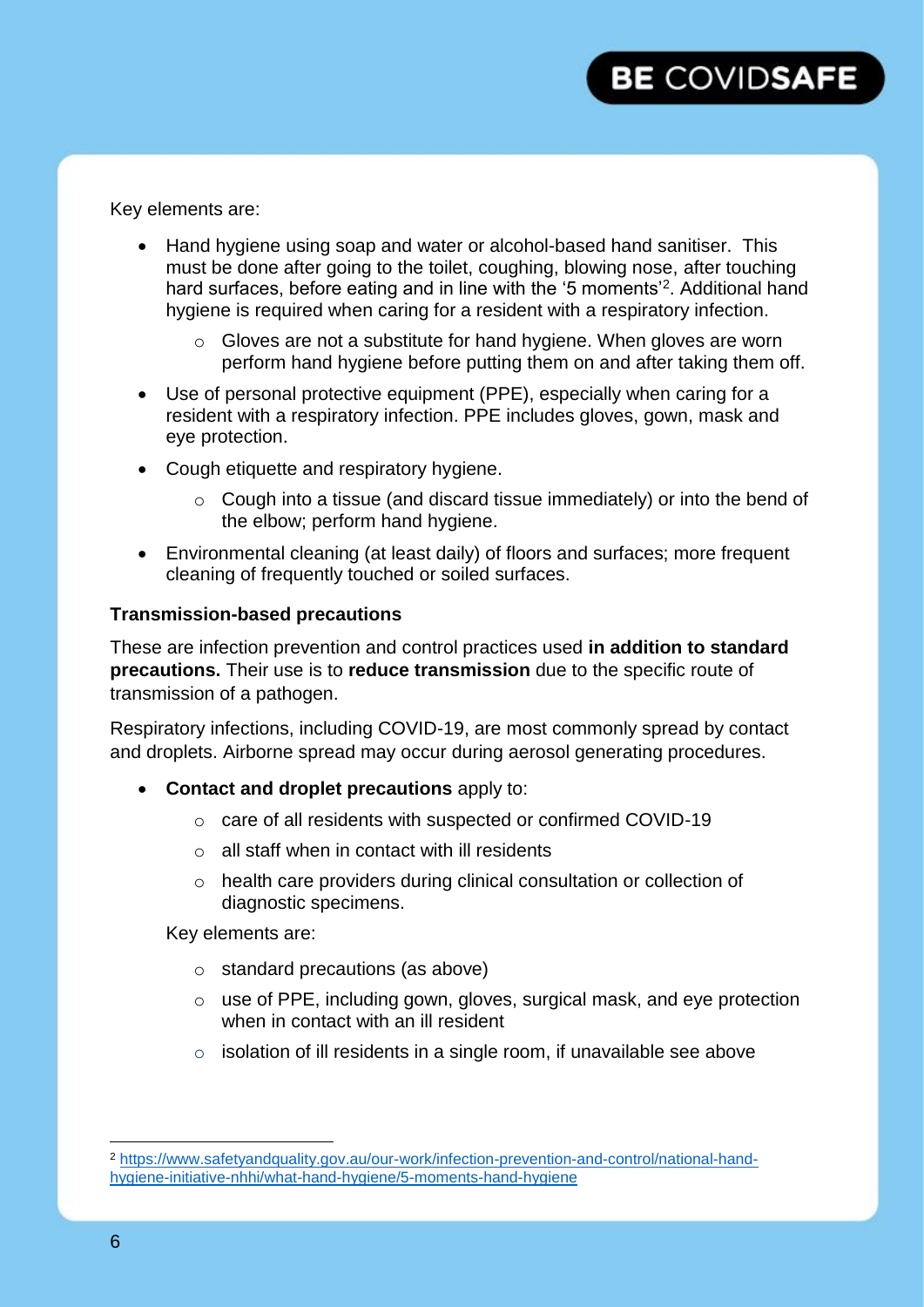Key elements are:

- Hand hygiene using soap and water or alcohol-based hand sanitiser. This must be done after going to the toilet, coughing, blowing nose, after touching hard surfaces, before eating and in line with the '5 moments'[2]. Additional hand hygiene is required when caring for a resident with a respiratory infection.
    - Gloves are not a substitute for hand hygiene. When gloves are worn perform hand hygiene before putting them on and after taking them off.
- Use of personal protective equipment (PPE), especially when caring for a resident with a respiratory infection. PPE includes gloves, gown, mask and eye protection.
- Cough etiquette and respiratory hygiene.
    - Cough into a tissue (and discard tissue immediately) or into the bend of the elbow; perform hand hygiene.
- Environmental cleaning (at least daily) of floors and surfaces; more frequent cleaning of frequently touched or soiled surfaces.

**Transmission-based precautions**

These are infection prevention and control practices used **in addition to standard precautions.** Their use is to **reduce transmission** due to the specific route of transmission of a pathogen.

Respiratory infections, including COVID-19, are most commonly spread by contact and droplets. Airborne spread may occur during aerosol generating procedures.

- **Contact and droplet precautions** apply to:
    - care of all residents with suspected or confirmed COVID-19
    - all staff when in contact with ill residents
    - health care providers during clinical consultation or collection of diagnostic specimens.

  Key elements are:

    - standard precautions (as above)
    - use of PPE, including gown, gloves, surgical mask, and eye protection when in contact with an ill resident
    - isolation of ill residents in a single room, if unavailable see above

[2] https://www.safetyandquality.gov.au/our-work/infection-prevention-and-control/national-hand-hygiene-initiative-nhhi/what-hand-hygiene/5-moments-hand-hygiene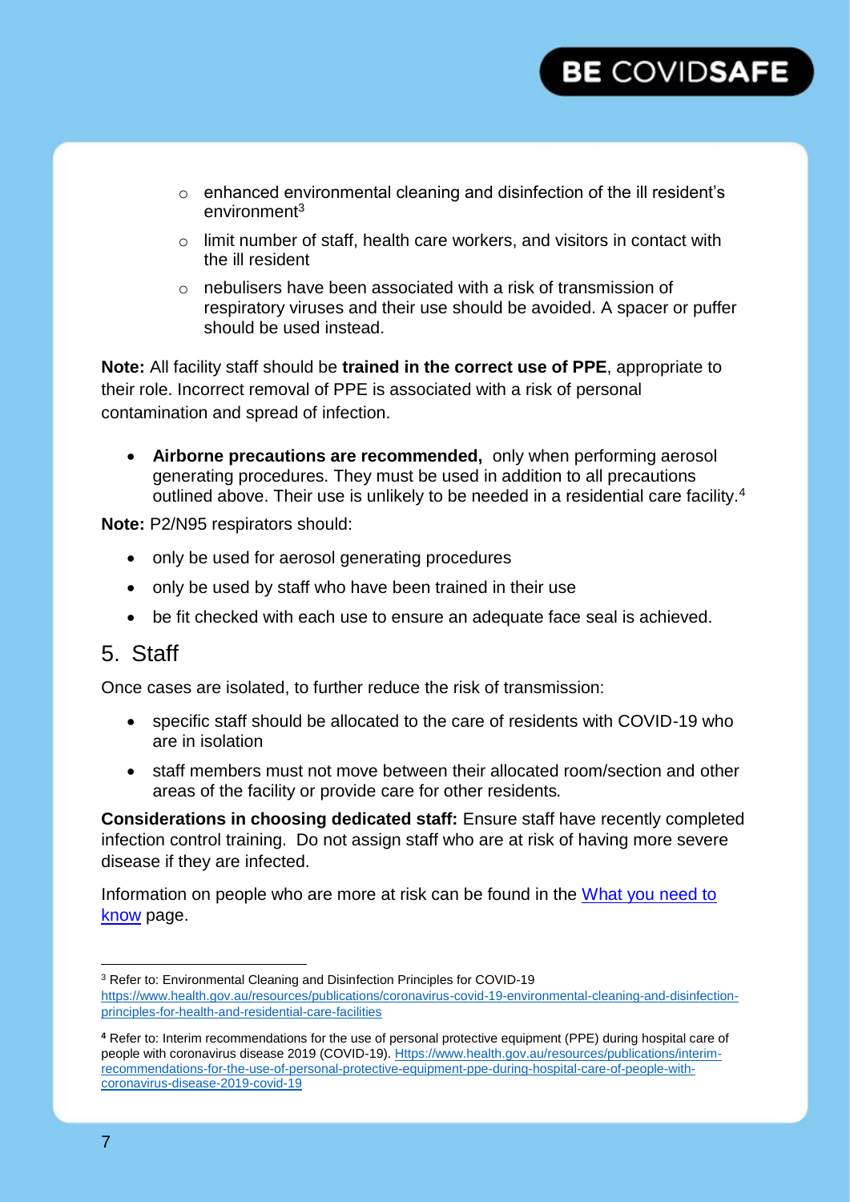- enhanced environmental cleaning and disinfection of the ill resident's environment[3]
  - limit number of staff, health care workers, and visitors in contact with the ill resident
  - nebulisers have been associated with a risk of transmission of respiratory viruses and their use should be avoided. A spacer or puffer should be used instead.

**Note:** All facility staff should be **trained in the correct use of PPE**, appropriate to their role. Incorrect removal of PPE is associated with a risk of personal contamination and spread of infection.

- **Airborne precautions are recommended,** only when performing aerosol generating procedures. They must be used in addition to all precautions outlined above. Their use is unlikely to be needed in a residential care facility.[4]

**Note:** P2/N95 respirators should:

- only be used for aerosol generating procedures
- only be used by staff who have been trained in their use
- be fit checked with each use to ensure an adequate face seal is achieved.

## 5. Staff

Once cases are isolated, to further reduce the risk of transmission:

- specific staff should be allocated to the care of residents with COVID-19 who are in isolation
- staff members must not move between their allocated room/section and other areas of the facility or provide care for other residents.

**Considerations in choosing dedicated staff:** Ensure staff have recently completed infection control training. Do not assign staff who are at risk of having more severe disease if they are infected.

Information on people who are more at risk can be found in the [What you need to know](#) page.

---

[3] Refer to: Environmental Cleaning and Disinfection Principles for COVID-19 https://www.health.gov.au/resources/publications/coronavirus-covid-19-environmental-cleaning-and-disinfection-principles-for-health-and-residential-care-facilities

[4] Refer to: Interim recommendations for the use of personal protective equipment (PPE) during hospital care of people with coronavirus disease 2019 (COVID-19). Https://www.health.gov.au/resources/publications/interim-recommendations-for-the-use-of-personal-protective-equipment-ppe-during-hospital-care-of-people-with-coronavirus-disease-2019-covid-19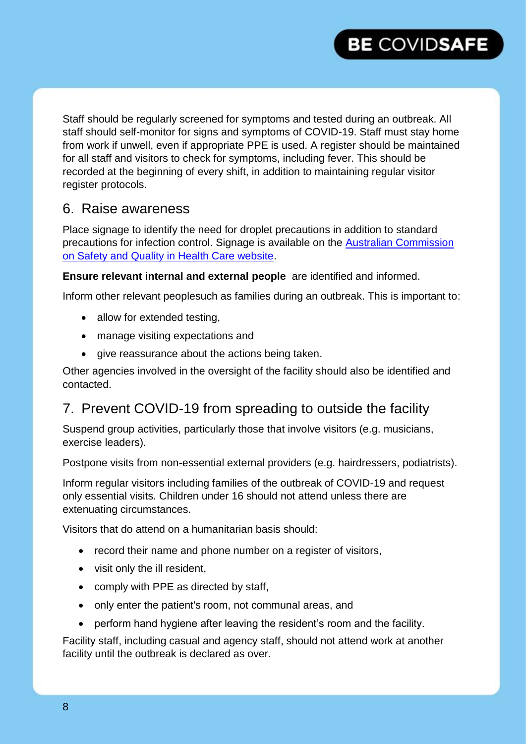Staff should be regularly screened for symptoms and tested during an outbreak. All staff should self-monitor for signs and symptoms of COVID-19. Staff must stay home from work if unwell, even if appropriate PPE is used. A register should be maintained for all staff and visitors to check for symptoms, including fever. This should be recorded at the beginning of every shift, in addition to maintaining regular visitor register protocols.

## 6. Raise awareness

Place signage to identify the need for droplet precautions in addition to standard precautions for infection control. Signage is available on the [Australian Commission on Safety and Quality in Health Care website](#).

**Ensure relevant internal and external people** are identified and informed.

Inform other relevant peoplesuch as families during an outbreak. This is important to:

- allow for extended testing,
- manage visiting expectations and
- give reassurance about the actions being taken.

Other agencies involved in the oversight of the facility should also be identified and contacted.

## 7. Prevent COVID-19 from spreading to outside the facility

Suspend group activities, particularly those that involve visitors (e.g. musicians, exercise leaders).

Postpone visits from non-essential external providers (e.g. hairdressers, podiatrists).

Inform regular visitors including families of the outbreak of COVID-19 and request only essential visits. Children under 16 should not attend unless there are extenuating circumstances.

Visitors that do attend on a humanitarian basis should:

- record their name and phone number on a register of visitors,
- visit only the ill resident,
- comply with PPE as directed by staff,
- only enter the patient's room, not communal areas, and
- perform hand hygiene after leaving the resident's room and the facility.

Facility staff, including casual and agency staff, should not attend work at another facility until the outbreak is declared as over.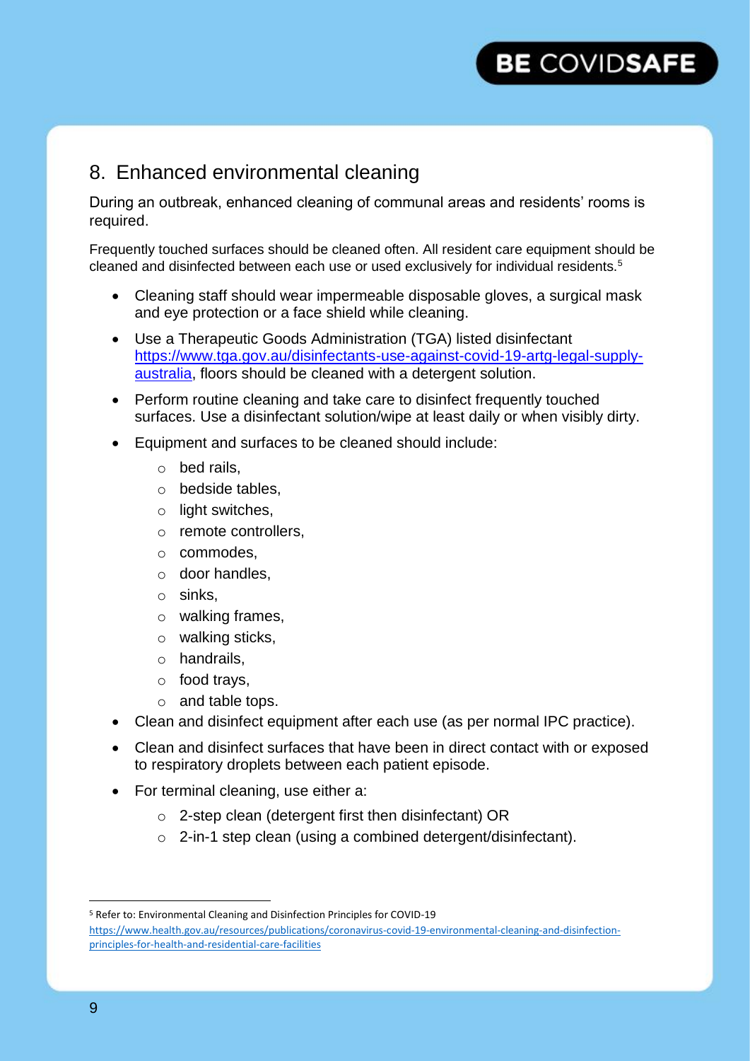## 8. Enhanced environmental cleaning

During an outbreak, enhanced cleaning of communal areas and residents' rooms is required.

Frequently touched surfaces should be cleaned often. All resident care equipment should be cleaned and disinfected between each use or used exclusively for individual residents.[5]

- Cleaning staff should wear impermeable disposable gloves, a surgical mask and eye protection or a face shield while cleaning.
- Use a Therapeutic Goods Administration (TGA) listed disinfectant https://www.tga.gov.au/disinfectants-use-against-covid-19-artg-legal-supply-australia, floors should be cleaned with a detergent solution.
- Perform routine cleaning and take care to disinfect frequently touched surfaces. Use a disinfectant solution/wipe at least daily or when visibly dirty.
- Equipment and surfaces to be cleaned should include:
  - bed rails,
  - bedside tables,
  - light switches,
  - remote controllers,
  - commodes,
  - door handles,
  - sinks,
  - walking frames,
  - walking sticks,
  - handrails,
  - food trays,
  - and table tops.
- Clean and disinfect equipment after each use (as per normal IPC practice).
- Clean and disinfect surfaces that have been in direct contact with or exposed to respiratory droplets between each patient episode.
- For terminal cleaning, use either a:
  - 2-step clean (detergent first then disinfectant) OR
  - 2-in-1 step clean (using a combined detergent/disinfectant).

[5] Refer to: Environmental Cleaning and Disinfection Principles for COVID-19 https://www.health.gov.au/resources/publications/coronavirus-covid-19-environmental-cleaning-and-disinfection-principles-for-health-and-residential-care-facilities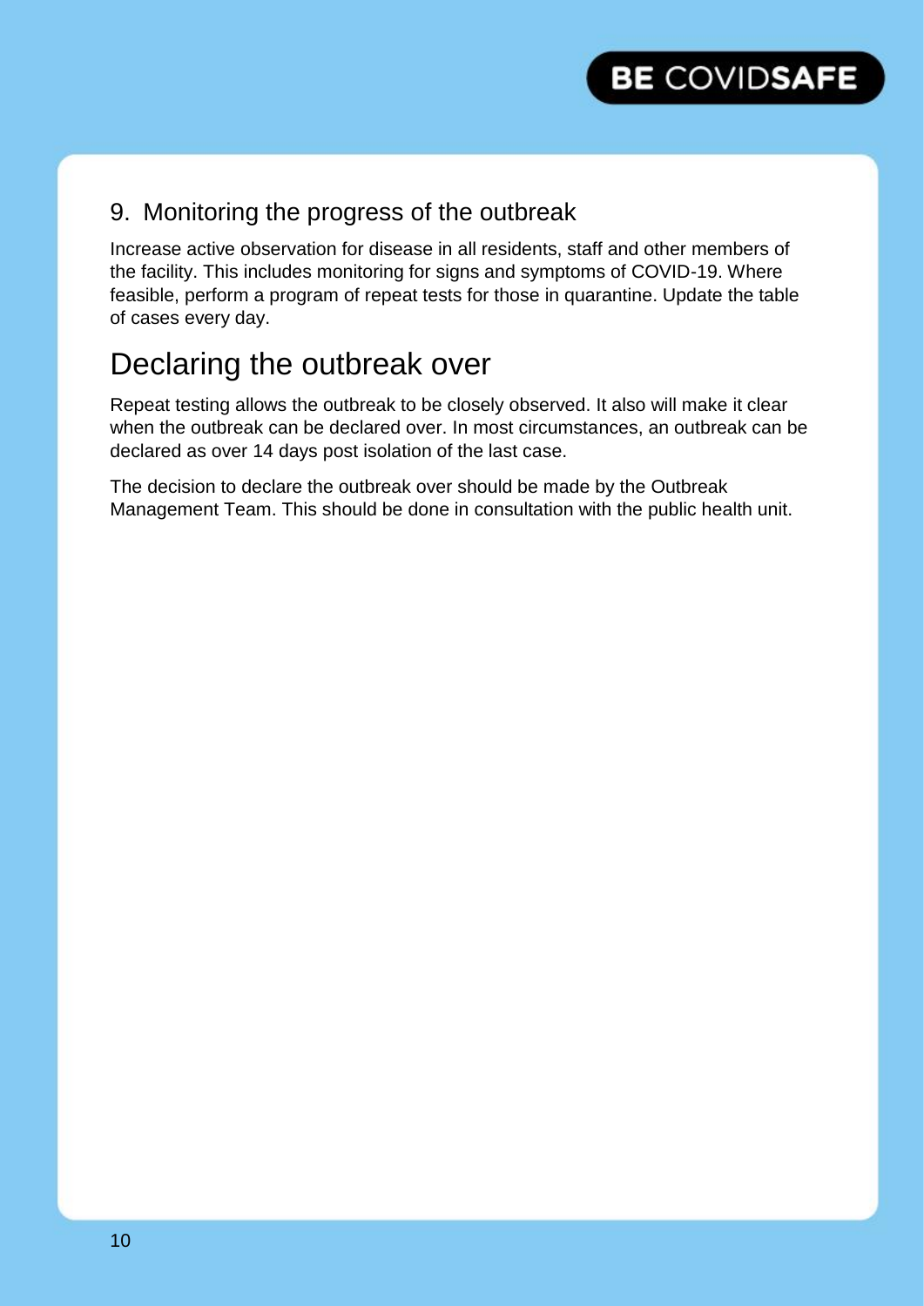## 9. Monitoring the progress of the outbreak

Increase active observation for disease in all residents, staff and other members of the facility. This includes monitoring for signs and symptoms of COVID-19. Where feasible, perform a program of repeat tests for those in quarantine. Update the table of cases every day.

# Declaring the outbreak over

Repeat testing allows the outbreak to be closely observed. It also will make it clear when the outbreak can be declared over. In most circumstances, an outbreak can be declared as over 14 days post isolation of the last case.

The decision to declare the outbreak over should be made by the Outbreak Management Team. This should be done in consultation with the public health unit.